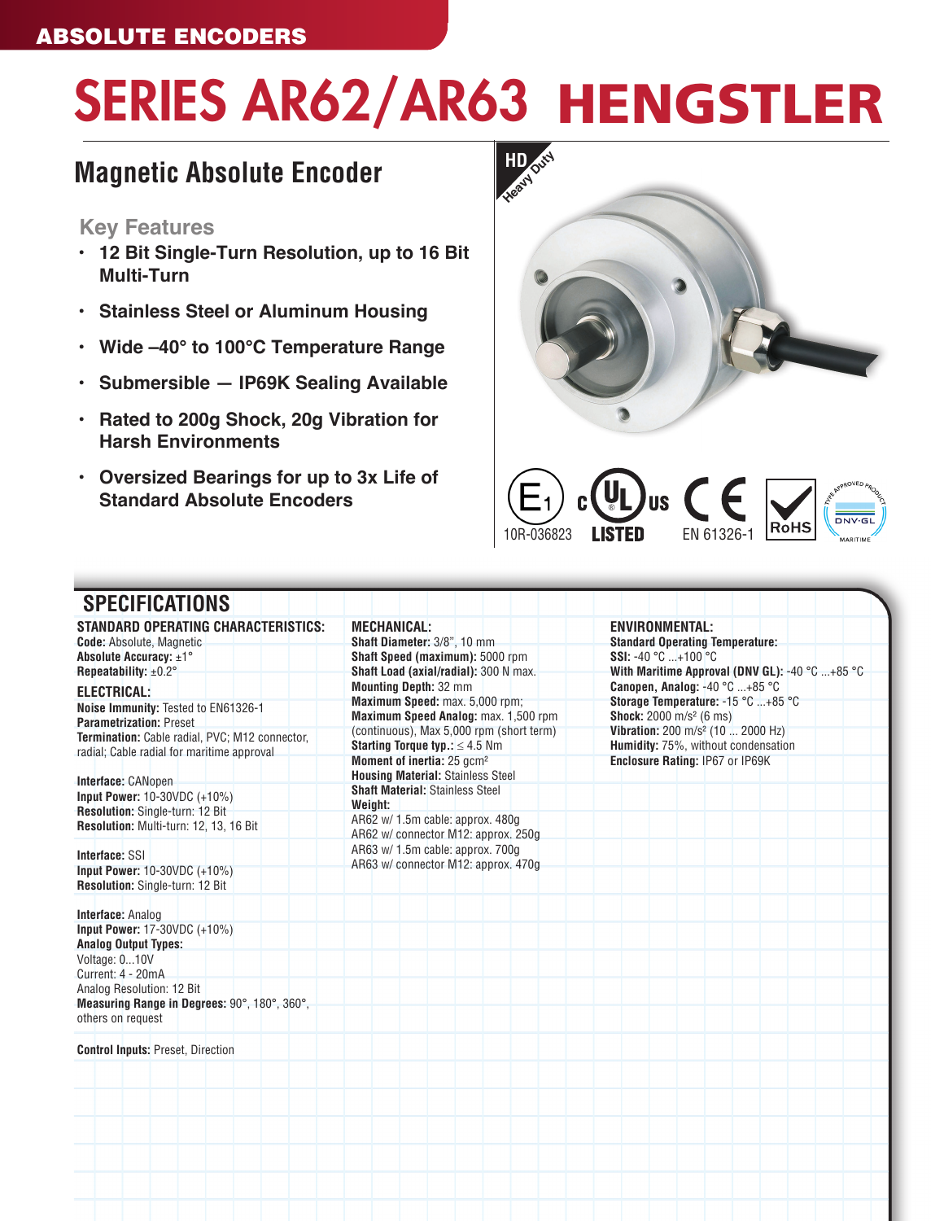ABSOLUTE ENCODERS

# SERIES AR62/AR63 HENGSTLER

## Magnetic Absolute Encoder

### Key Features

- **12 Bit Single-Turn Resolution, up to 16 Bit Multi-Turn**
- **Stainless Steel or Aluminum Housing**
- **Wide –40° to 100°C Temperature Range**
- **Submersible — IP69K Sealing Available**
- **Rated to 200g Shock, 20g Vibration for Harsh Environments**
- **Oversized Bearings for up to 3x Life of Standard Absolute Encoders**

HD Heavy Duty

10R-036823 · c UL us LISTED · CE EN 61326-1 · RoHS · DNV·GL Type Approved Product Maritime

## SPECIFICATIONS

### STANDARD OPERATING CHARACTERISTICS:

**Code:** Absolute, Magnetic
**Absolute Accuracy:** ±1°
**Repeatability:** ±0.2°

### ELECTRICAL:

**Noise Immunity:** Tested to EN61326-1
**Parametrization:** Preset
**Termination:** Cable radial, PVC; M12 connector, radial; Cable radial for maritime approval

**Interface:** CANopen
**Input Power:** 10-30VDC (+10%)
**Resolution:** Single-turn: 12 Bit
**Resolution:** Multi-turn: 12, 13, 16 Bit

**Interface:** SSI
**Input Power:** 10-30VDC (+10%)
**Resolution:** Single-turn: 12 Bit

**Interface:** Analog
**Input Power:** 17-30VDC (+10%)
**Analog Output Types:**
Voltage: 0...10V
Current: 4 - 20mA
Analog Resolution: 12 Bit
**Measuring Range in Degrees:** 90°, 180°, 360°, others on request

**Control Inputs:** Preset, Direction

### MECHANICAL:

**Shaft Diameter:** 3/8", 10 mm
**Shaft Speed (maximum):** 5000 rpm
**Shaft Load (axial/radial):** 300 N max.
**Mounting Depth:** 32 mm
**Maximum Speed:** max. 5,000 rpm;
**Maximum Speed Analog:** max. 1,500 rpm (continuous), Max 5,000 rpm (short term)
**Starting Torque typ.:** ≤ 4.5 Nm
**Moment of inertia:** 25 gcm²
**Housing Material:** Stainless Steel
**Shaft Material:** Stainless Steel
**Weight:**
AR62 w/ 1.5m cable: approx. 480g
AR62 w/ connector M12: approx. 250g
AR63 w/ 1.5m cable: approx. 700g
AR63 w/ connector M12: approx. 470g

### ENVIRONMENTAL:

**Standard Operating Temperature:**
**SSI:** -40 °C ...+100 °C
**With Maritime Approval (DNV GL):** -40 °C ...+85 °C
**Canopen, Analog:** -40 °C ...+85 °C
**Storage Temperature:** -15 °C ...+85 °C
**Shock:** 2000 m/s² (6 ms)
**Vibration:** 200 m/s² (10 ... 2000 Hz)
**Humidity:** 75%, without condensation
**Enclosure Rating:** IP67 or IP69K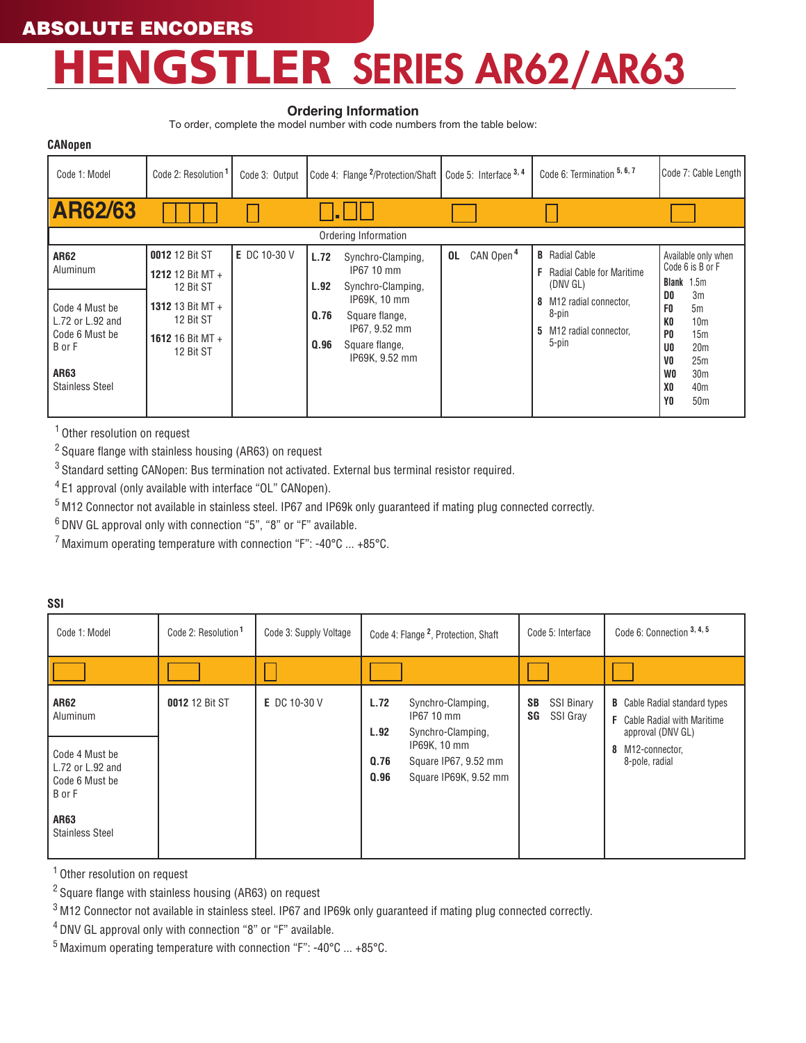# ABSOLUTE ENCODERS

# HENGSTLER SERIES AR62/AR63

## Ordering Information

To order, complete the model number with code numbers from the table below:

### CANopen

| Code 1: Model | Code 2: Resolution[1] | Code 3: Output | Code 4: Flange[2]/Protection/Shaft | Code 5: Interface[3, 4] | Code 6: Termination[5, 6, 7] | Code 7: Cable Length |
|---|---|---|---|---|---|---|
| **AR62/63** | ☐☐☐☐ | ☐ | ☐.☐☐ | ☐ | ☐ | ☐ |
| Ordering Information | | | | | | |
| **AR62** Aluminum<br><br>Code 4 Must be L.72 or L.92 and Code 6 Must be B or F<br><br>**AR63** Stainless Steel | **0012** 12 Bit ST<br>**1212** 12 Bit MT + 12 Bit ST<br>**1312** 13 Bit MT + 12 Bit ST<br>**1612** 16 Bit MT + 12 Bit ST | **E** DC 10-30 V | **L.72** Synchro-Clamping, IP67 10 mm<br>**L.92** Synchro-Clamping, IP69K, 10 mm<br>**Q.76** Square flange, IP67, 9.52 mm<br>**Q.96** Square flange, IP69K, 9.52 mm | **OL** CAN Open[4] | **B** Radial Cable<br>**F** Radial Cable for Maritime (DNV GL)<br>**8** M12 radial connector, 8-pin<br>**5** M12 radial connector, 5-pin | Available only when Code 6 is B or F<br>**Blank** 1.5m<br>**D0** 3m<br>**F0** 5m<br>**K0** 10m<br>**P0** 15m<br>**U0** 20m<br>**V0** 25m<br>**W0** 30m<br>**X0** 40m<br>**Y0** 50m |

[1] Other resolution on request

[2] Square flange with stainless housing (AR63) on request

[3] Standard setting CANopen: Bus termination not activated. External bus terminal resistor required.

[4] E1 approval (only available with interface "OL" CANopen).

[5] M12 Connector not available in stainless steel. IP67 and IP69k only guaranteed if mating plug connected correctly.

[6] DNV GL approval only with connection "5", "8" or "F" available.

[7] Maximum operating temperature with connection "F": -40°C ... +85°C.

### SSI

| Code 1: Model | Code 2: Resolution[1] | Code 3: Supply Voltage | Code 4: Flange[2], Protection, Shaft | Code 5: Interface | Code 6: Connection[3, 4, 5] |
|---|---|---|---|---|---|
| ☐ | ☐ | ☐ | ☐ | ☐ | ☐ |
| **AR62** Aluminum<br><br>Code 4 Must be L.72 or L.92 and Code 6 Must be B or F<br><br>**AR63** Stainless Steel | **0012** 12 Bit ST | **E** DC 10-30 V | **L.72** Synchro-Clamping, IP67 10 mm<br>**L.92** Synchro-Clamping, IP69K, 10 mm<br>**Q.76** Square IP67, 9.52 mm<br>**Q.96** Square IP69K, 9.52 mm | **SB** SSI Binary<br>**SG** SSI Gray | **B** Cable Radial standard types<br>**F** Cable Radial with Maritime approval (DNV GL)<br>**8** M12-connector, 8-pole, radial |

[1] Other resolution on request

[2] Square flange with stainless housing (AR63) on request

[3] M12 Connector not available in stainless steel. IP67 and IP69k only guaranteed if mating plug connected correctly.

[4] DNV GL approval only with connection "8" or "F" available.

[5] Maximum operating temperature with connection "F": -40°C ... +85°C.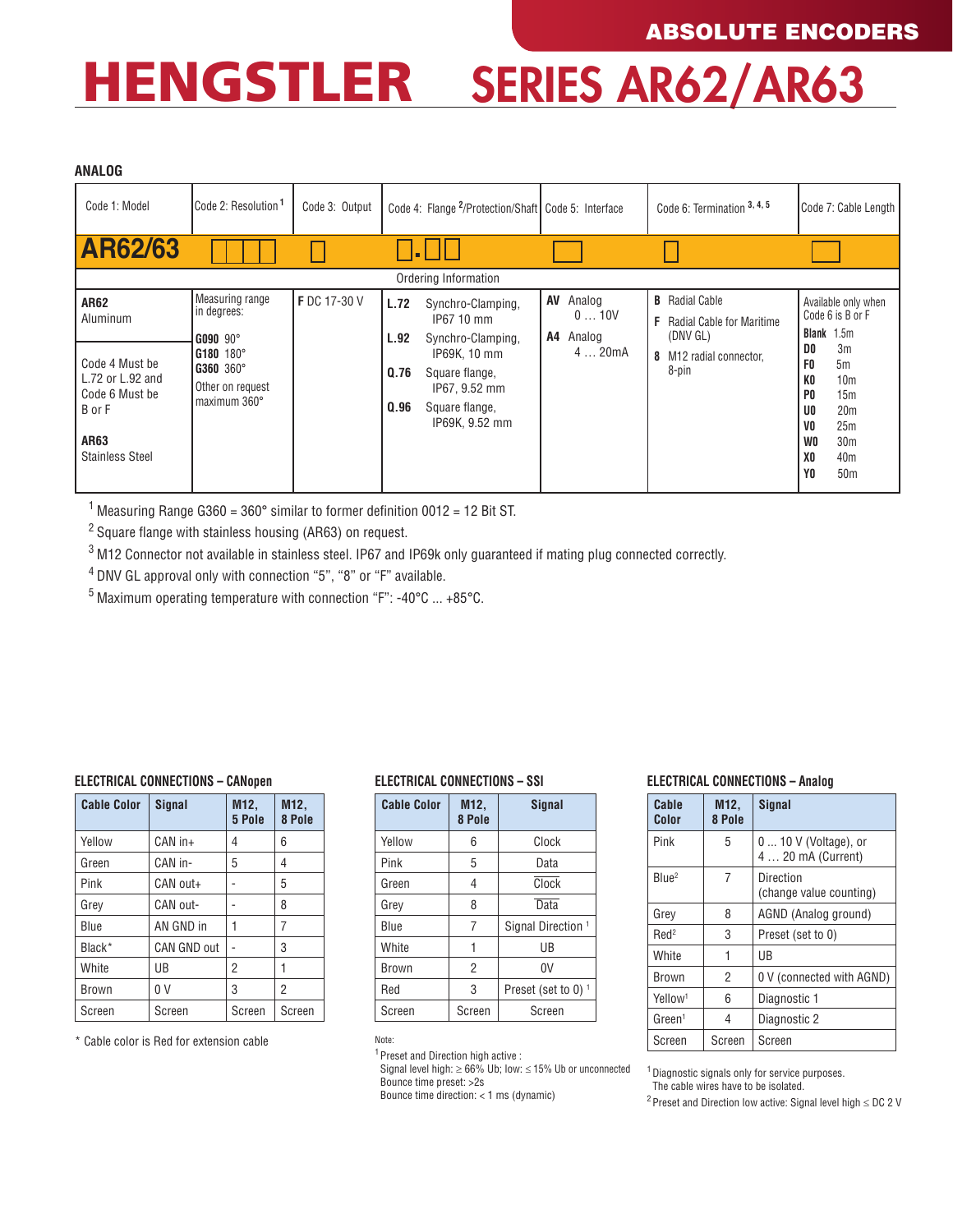# HENGSTLER SERIES AR62/AR63

ABSOLUTE ENCODERS

### ANALOG

| Code 1: Model | Code 2: Resolution[1] | Code 3: Output | Code 4: Flange [2]/Protection/Shaft | Code 5: Interface | Code 6: Termination [3, 4, 5] | Code 7: Cable Length |
|---|---|---|---|---|---|---|
| **AR62/63** | ☐☐☐☐ | ☐ | ☐.☐☐ | ☐ | ☐ | ☐ |
| Ordering Information | | | | | | |
| **AR62** Aluminum<br><br>Code 4 Must be L.72 or L.92 and Code 6 Must be B or F<br><br>**AR63** Stainless Steel | Measuring range in degrees:<br>**G090** 90°<br>**G180** 180°<br>**G360** 360°<br>Other on request maximum 360° | **F** DC 17-30 V | **L.72** Synchro-Clamping, IP67 10 mm<br>**L.92** Synchro-Clamping, IP69K, 10 mm<br>**Q.76** Square flange, IP67, 9.52 mm<br>**Q.96** Square flange, IP69K, 9.52 mm | **AV** Analog 0 … 10V<br>**A4** Analog 4 … 20mA | **B** Radial Cable<br>**F** Radial Cable for Maritime (DNV GL)<br>**8** M12 radial connector, 8-pin | Available only when Code 6 is B or F<br>**Blank** 1.5m<br>**D0** 3m<br>**F0** 5m<br>**K0** 10m<br>**P0** 15m<br>**U0** 20m<br>**V0** 25m<br>**W0** 30m<br>**X0** 40m<br>**Y0** 50m |

[1] Measuring Range G360 = 360° similar to former definition 0012 = 12 Bit ST.

[2] Square flange with stainless housing (AR63) on request.

[3] M12 Connector not available in stainless steel. IP67 and IP69k only guaranteed if mating plug connected correctly.

[4] DNV GL approval only with connection "5", "8" or "F" available.

[5] Maximum operating temperature with connection "F": -40°C ... +85°C.

### ELECTRICAL CONNECTIONS – CANopen

| Cable Color | Signal | M12, 5 Pole | M12, 8 Pole |
|---|---|---|---|
| Yellow | CAN in+ | 4 | 6 |
| Green | CAN in- | 5 | 4 |
| Pink | CAN out+ | - | 5 |
| Grey | CAN out- | - | 8 |
| Blue | AN GND in | 1 | 7 |
| Black* | CAN GND out | - | 3 |
| White | UB | 2 | 1 |
| Brown | 0 V | 3 | 2 |
| Screen | Screen | Screen | Screen |

\* Cable color is Red for extension cable

### ELECTRICAL CONNECTIONS – SSI

| Cable Color | M12, 8 Pole | Signal |
|---|---|---|
| Yellow | 6 | Clock |
| Pink | 5 | Data |
| Green | 4 | $\overline{\text{Clock}}$ |
| Grey | 8 | $\overline{\text{Data}}$ |
| Blue | 7 | Signal Direction [1] |
| White | 1 | UB |
| Brown | 2 | 0V |
| Red | 3 | Preset (set to 0) [1] |
| Screen | Screen | Screen |

Note:
[1] Preset and Direction high active :
Signal level high: ≥ 66% Ub; low: ≤ 15% Ub or unconnected
Bounce time preset: >2s
Bounce time direction: < 1 ms (dynamic)

### ELECTRICAL CONNECTIONS – Analog

| Cable Color | M12, 8 Pole | Signal |
|---|---|---|
| Pink | 5 | 0 ... 10 V (Voltage), or 4 … 20 mA (Current) |
| Blue[2] | 7 | Direction (change value counting) |
| Grey | 8 | AGND (Analog ground) |
| Red[2] | 3 | Preset (set to 0) |
| White | 1 | UB |
| Brown | 2 | 0 V (connected with AGND) |
| Yellow[1] | 6 | Diagnostic 1 |
| Green[1] | 4 | Diagnostic 2 |
| Screen | Screen | Screen |

[1] Diagnostic signals only for service purposes. The cable wires have to be isolated.

[2] Preset and Direction low active: Signal level high ≤ DC 2 V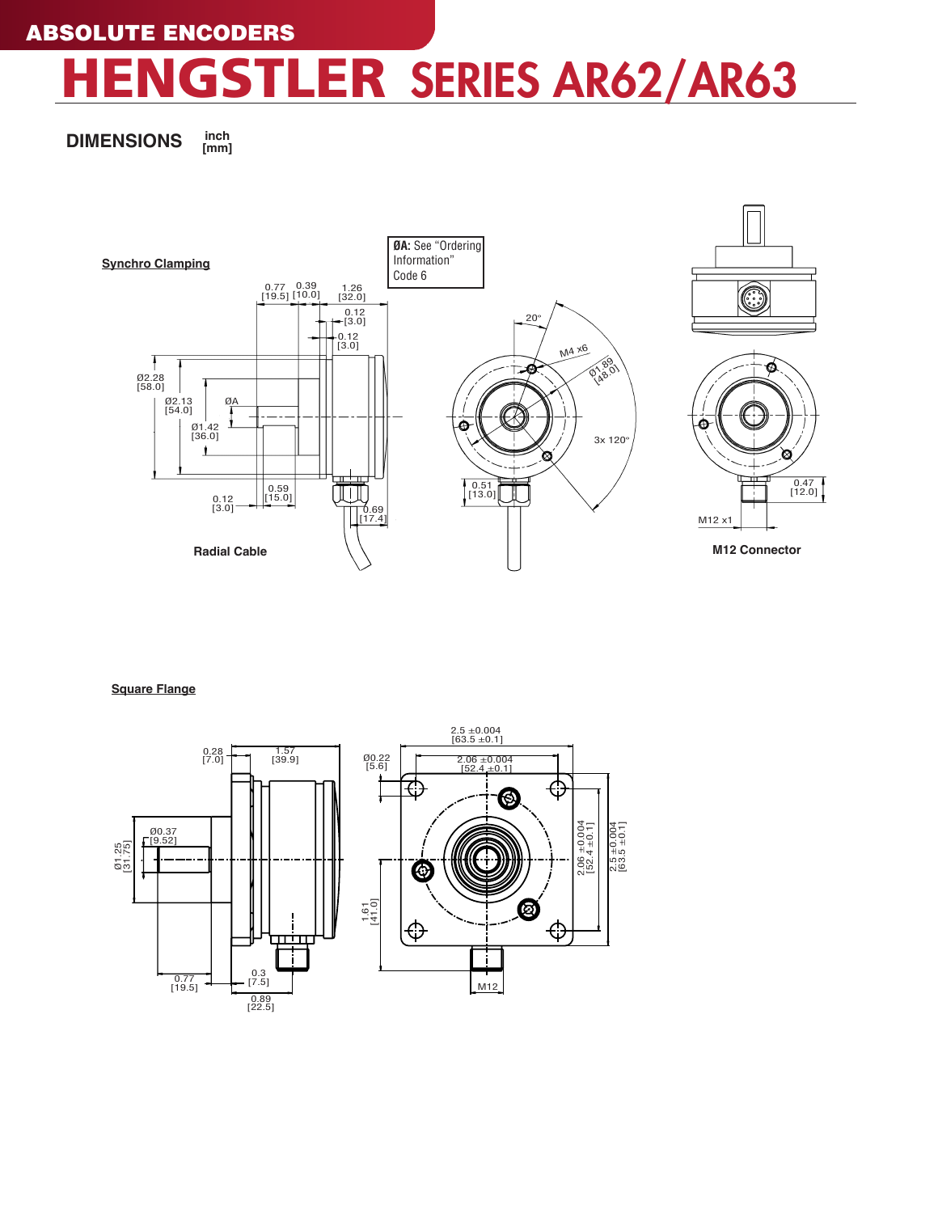ABSOLUTE ENCODERS

# HENGSTLER SERIES AR62/AR63

## DIMENSIONS

inch
[mm]

### Synchro Clamping

**ØA:** See "Ordering Information" Code 6

0.77 [19.5]
0.39 [10.0]
1.26 [32.0]
0.12 [3.0]
0.12 [3.0]
Ø2.28 [58.0]
Ø2.13 [54.0]
ØA
Ø1.42 [36.0]
0.59 [15.0]
0.12 [3.0]
0.69 [17.4]
20°
M4 x6
Ø1.89 [48.0]
3x 120°
0.51 [13.0]
0.47 [12.0]
M12 x1

Radial Cable

M12 Connector

### Square Flange

2.5 ±0.004 [63.5 ±0.1]
2.06 ±0.004 [52.4 ±0.1]
0.28 [7.0]
1.57 [39.9]
Ø0.22 [5.6]
Ø0.37 [9.52]
Ø1.25 [31.75]
1.61 [41.0]
2.06 ±0.004 [52.4 ±0.1]
2.5 ±0.004 [63.5 ±0.1]
0.77 [19.5]
0.3 [7.5]
0.89 [22.5]
M12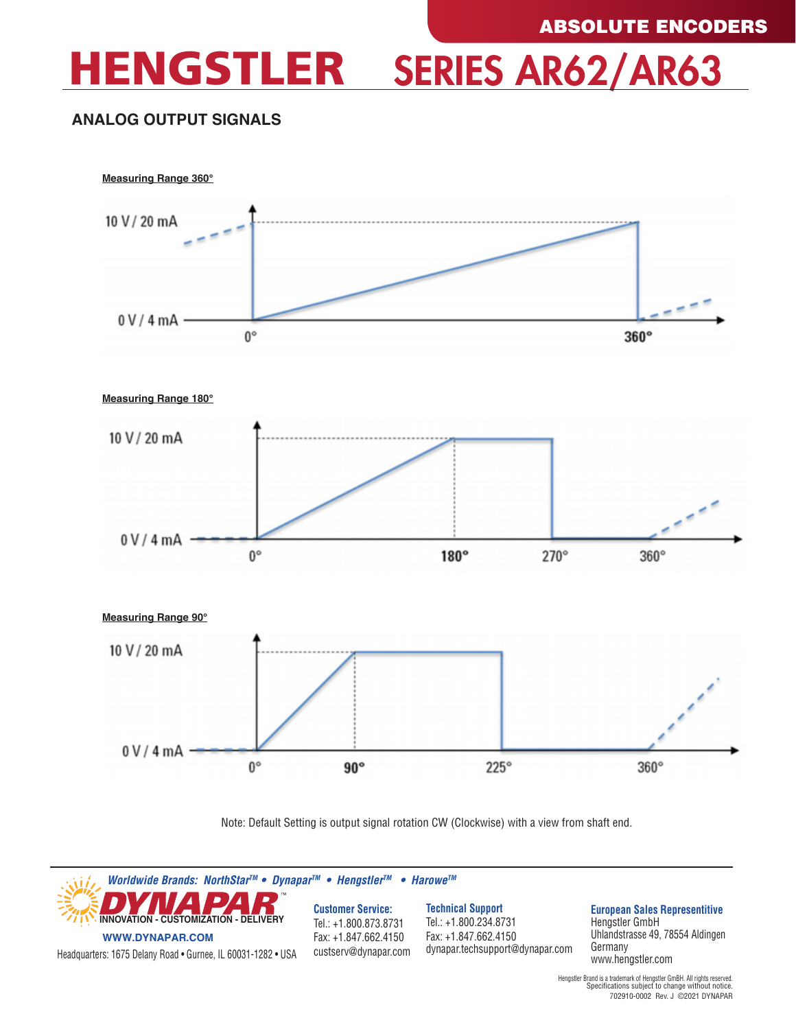## ANALOG OUTPUT SIGNALS

**Measuring Range 360°**

10 V / 20 mA
0 V / 4 mA
0°
360°

**Measuring Range 180°**

10 V / 20 mA
0 V / 4 mA
0°
180°
270°
360°

**Measuring Range 90°**

10 V / 20 mA
0 V / 4 mA
0°
90°
225°
360°

Note: Default Setting is output signal rotation CW (Clockwise) with a view from shaft end.

*Worldwide Brands: NorthStar™ • Dynapar™ • Hengstler™ • Harowe™*

DYNAPAR™
INNOVATION - CUSTOMIZATION - DELIVERY
WWW.DYNAPAR.COM
Headquarters: 1675 Delany Road • Gurnee, IL 60031-1282 • USA

**Customer Service:**
Tel.: +1.800.873.8731
Fax: +1.847.662.4150
custserv@dynapar.com

**Technical Support**
Tel.: +1.800.234.8731
Fax: +1.847.662.4150
dynapar.techsupport@dynapar.com

**European Sales Representitive**
Hengstler GmbH
Uhlandstrasse 49, 78554 Aldingen
Germany
www.hengstler.com

Hengstler Brand is a trademark of Hengstler GmbH. All rights reserved.
Specifications subject to change without notice.
702910-0002 Rev. J ©2021 DYNAPAR